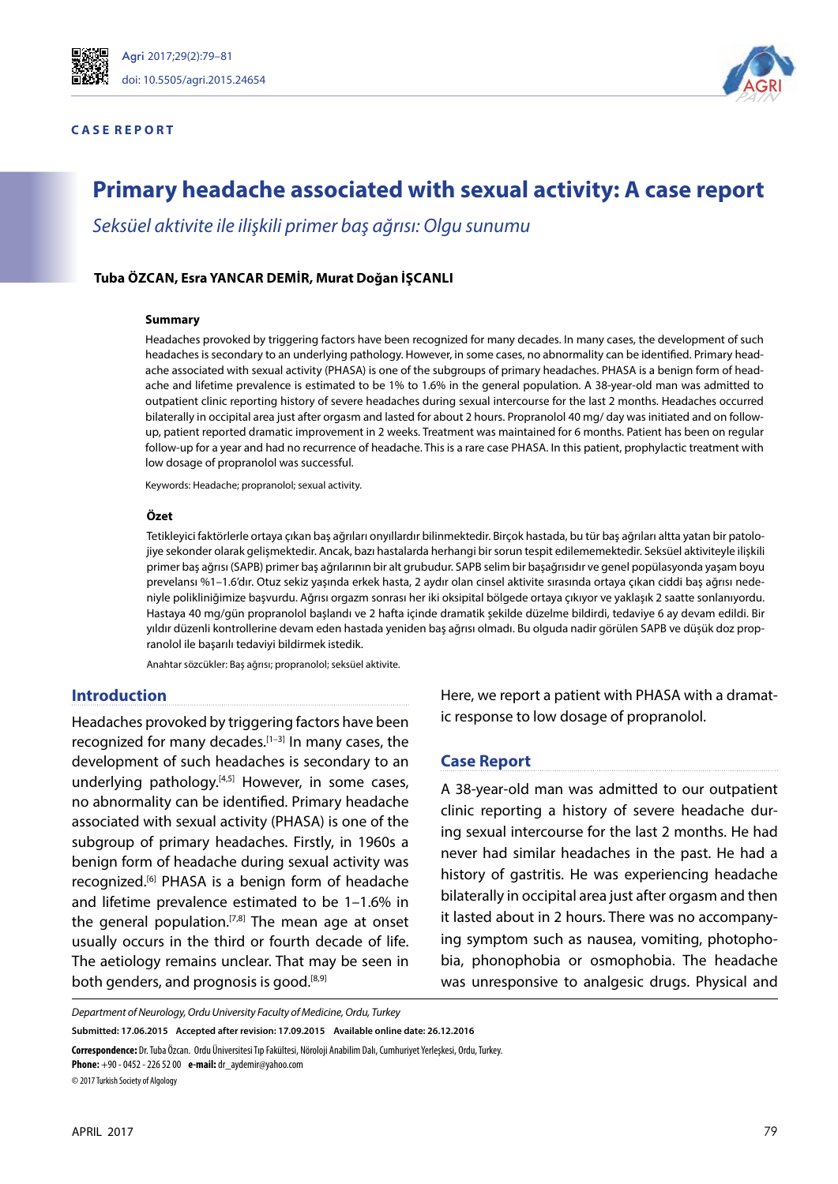CASE REPORT

# Primary headache associated with sexual activity: A case report

*Seksüel aktivite ile ilişkili primer baş ağrısı: Olgu sunumu*

**Tuba ÖZCAN, Esra YANCAR DEMİR, Murat Doğan İŞCANLI**

### Summary

Headaches provoked by triggering factors have been recognized for many decades. In many cases, the development of such headaches is secondary to an underlying pathology. However, in some cases, no abnormality can be identified. Primary headache associated with sexual activity (PHASA) is one of the subgroups of primary headaches. PHASA is a benign form of headache and lifetime prevalence is estimated to be 1% to 1.6% in the general population. A 38-year-old man was admitted to outpatient clinic reporting history of severe headaches during sexual intercourse for the last 2 months. Headaches occurred bilaterally in occipital area just after orgasm and lasted for about 2 hours. Propranolol 40 mg/ day was initiated and on follow-up, patient reported dramatic improvement in 2 weeks. Treatment was maintained for 6 months. Patient has been on regular follow-up for a year and had no recurrence of headache. This is a rare case PHASA. In this patient, prophylactic treatment with low dosage of propranolol was successful.

Keywords: Headache; propranolol; sexual activity.

### Özet

Tetikleyici faktörlerle ortaya çıkan baş ağrıları onyıllardır bilinmektedir. Birçok hastada, bu tür baş ağrıları altta yatan bir patolojiye sekonder olarak gelişmektedir. Ancak, bazı hastalarda herhangi bir sorun tespit edilememektedir. Seksüel aktiviteyle ilişkili primer baş ağrısı (SAPB) primer baş ağrılarının bir alt grubudur. SAPB selim bir başağrısıdır ve genel popülasyonda yaşam boyu prevelansı %1–1.6'dır. Otuz sekiz yaşında erkek hasta, 2 aydır olan cinsel aktivite sırasında ortaya çıkan ciddi baş ağrısı nedeniyle polikliniğimize başvurdu. Ağrısı orgazm sonrası her iki oksipital bölgede ortaya çıkıyor ve yaklaşık 2 saatte sonlanıyordu. Hastaya 40 mg/gün propranolol başlandı ve 2 hafta içinde dramatik şekilde düzelme bildirdi, tedaviye 6 ay devam edildi. Bir yıldır düzenli kontrollerine devam eden hastada yeniden baş ağrısı olmadı. Bu olguda nadir görülen SAPB ve düşük doz propranolol ile başarılı tedaviyi bildirmek istedik.

Anahtar sözcükler: Baş ağrısı; propranolol; seksüel aktivite.

## Introduction

Headaches provoked by triggering factors have been recognized for many decades.[1–3] In many cases, the development of such headaches is secondary to an underlying pathology.[4,5] However, in some cases, no abnormality can be identified. Primary headache associated with sexual activity (PHASA) is one of the subgroup of primary headaches. Firstly, in 1960s a benign form of headache during sexual activity was recognized.[6] PHASA is a benign form of headache and lifetime prevalence estimated to be 1–1.6% in the general population.[7,8] The mean age at onset usually occurs in the third or fourth decade of life. The aetiology remains unclear. That may be seen in both genders, and prognosis is good.[8,9]

Here, we report a patient with PHASA with a dramatic response to low dosage of propranolol.

## Case Report

A 38-year-old man was admitted to our outpatient clinic reporting a history of severe headache during sexual intercourse for the last 2 months. He had never had similar headaches in the past. He had a history of gastritis. He was experiencing headache bilaterally in occipital area just after orgasm and then it lasted about in 2 hours. There was no accompanying symptom such as nausea, vomiting, photophobia, phonophobia or osmophobia. The headache was unresponsive to analgesic drugs. Physical and

*Department of Neurology, Ordu University Faculty of Medicine, Ordu, Turkey*

**Submitted:** 17.06.2015 **Accepted after revision:** 17.09.2015 **Available online date:** 26.12.2016

**Correspondence:** Dr. Tuba Özcan. Ordu Üniversitesi Tıp Fakültesi, Nöroloji Anabilim Dalı, Cumhuriyet Yerleşkesi, Ordu, Turkey.
**Phone:** +90 - 0452 - 226 52 00 **e-mail:** dr_aydemir@yahoo.com
© 2017 Turkish Society of Algology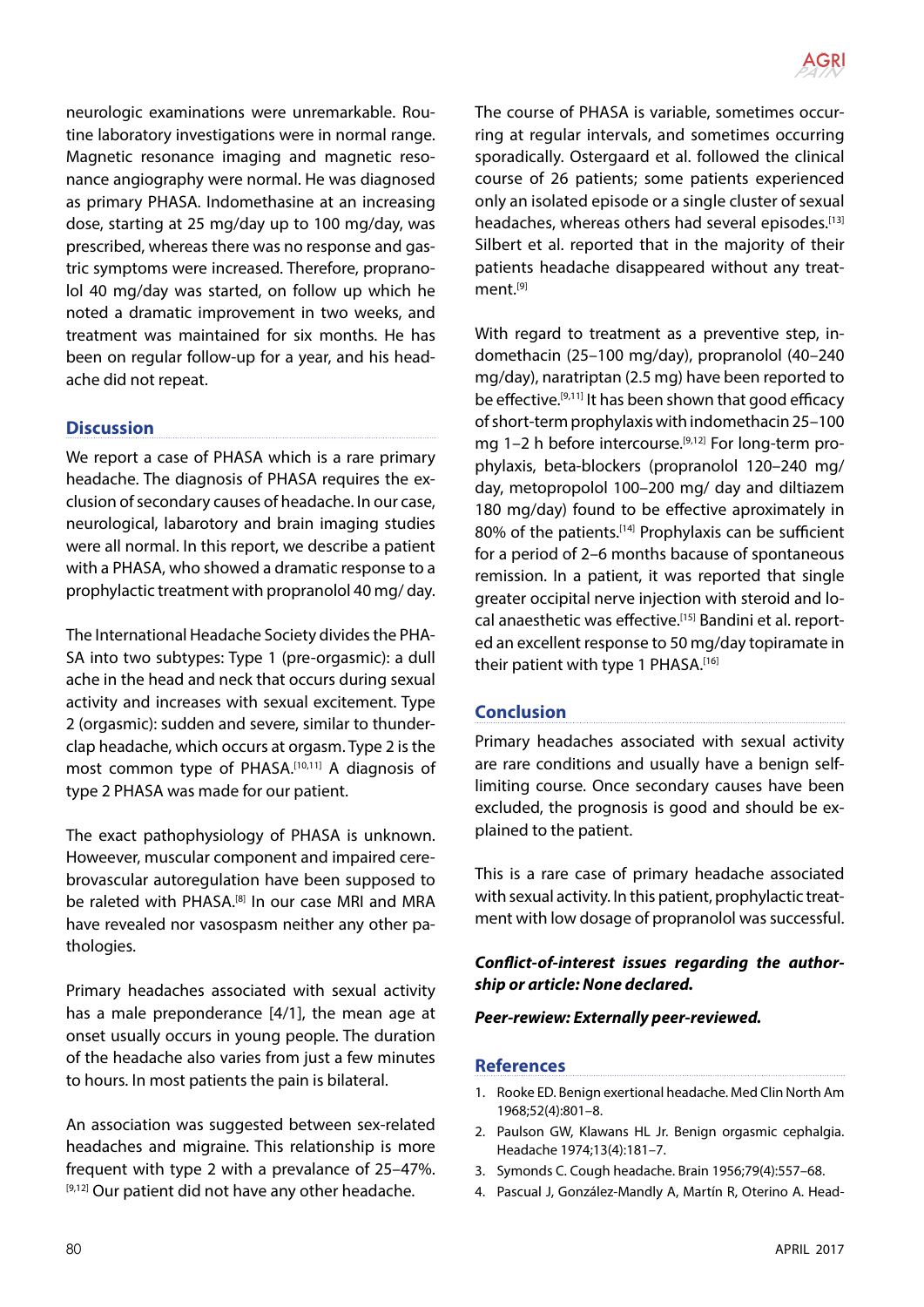neurologic examinations were unremarkable. Routine laboratory investigations were in normal range. Magnetic resonance imaging and magnetic resonance angiography were normal. He was diagnosed as primary PHASA. Indomethasine at an increasing dose, starting at 25 mg/day up to 100 mg/day, was prescribed, whereas there was no response and gastric symptoms were increased. Therefore, propranolol 40 mg/day was started, on follow up which he noted a dramatic improvement in two weeks, and treatment was maintained for six months. He has been on regular follow-up for a year, and his headache did not repeat.

## Discussion

We report a case of PHASA which is a rare primary headache. The diagnosis of PHASA requires the exclusion of secondary causes of headache. In our case, neurological, labarotory and brain imaging studies were all normal. In this report, we describe a patient with a PHASA, who showed a dramatic response to a prophylactic treatment with propranolol 40 mg/ day.

The International Headache Society divides the PHASA into two subtypes: Type 1 (pre-orgasmic): a dull ache in the head and neck that occurs during sexual activity and increases with sexual excitement. Type 2 (orgasmic): sudden and severe, similar to thunderclap headache, which occurs at orgasm. Type 2 is the most common type of PHASA.[10,11] A diagnosis of type 2 PHASA was made for our patient.

The exact pathophysiology of PHASA is unknown. Howeever, muscular component and impaired cerebrovascular autoregulation have been supposed to be raleted with PHASA.[8] In our case MRI and MRA have revealed nor vasospasm neither any other pathologies.

Primary headaches associated with sexual activity has a male preponderance [4/1], the mean age at onset usually occurs in young people. The duration of the headache also varies from just a few minutes to hours. In most patients the pain is bilateral.

An association was suggested between sex-related headaches and migraine. This relationship is more frequent with type 2 with a prevalance of 25–47%.[9,12] Our patient did not have any other headache.

The course of PHASA is variable, sometimes occurring at regular intervals, and sometimes occurring sporadically. Ostergaard et al. followed the clinical course of 26 patients; some patients experienced only an isolated episode or a single cluster of sexual headaches, whereas others had several episodes.[13] Silbert et al. reported that in the majority of their patients headache disappeared without any treatment.[9]

With regard to treatment as a preventive step, indomethacin (25–100 mg/day), propranolol (40–240 mg/day), naratriptan (2.5 mg) have been reported to be effective.[9,11] It has been shown that good efficacy of short-term prophylaxis with indomethacin 25–100 mg 1–2 h before intercourse.[9,12] For long-term prophylaxis, beta-blockers (propranolol 120–240 mg/ day, metopropolol 100–200 mg/ day and diltiazem 180 mg/day) found to be effective aproximately in 80% of the patients.[14] Prophylaxis can be sufficient for a period of 2–6 months bacause of spontaneous remission. In a patient, it was reported that single greater occipital nerve injection with steroid and local anaesthetic was effective.[15] Bandini et al. reported an excellent response to 50 mg/day topiramate in their patient with type 1 PHASA.[16]

## Conclusion

Primary headaches associated with sexual activity are rare conditions and usually have a benign self-limiting course. Once secondary causes have been excluded, the prognosis is good and should be explained to the patient.

This is a rare case of primary headache associated with sexual activity. In this patient, prophylactic treatment with low dosage of propranolol was successful.

***Conflict-of-interest issues regarding the authorship or article: None declared.***

***Peer-rewiew: Externally peer-reviewed.***

## References

1. Rooke ED. Benign exertional headache. Med Clin North Am 1968;52(4):801–8.
2. Paulson GW, Klawans HL Jr. Benign orgasmic cephalgia. Headache 1974;13(4):181–7.
3. Symonds C. Cough headache. Brain 1956;79(4):557–68.
4. Pascual J, González-Mandly A, Martín R, Oterino A. Head-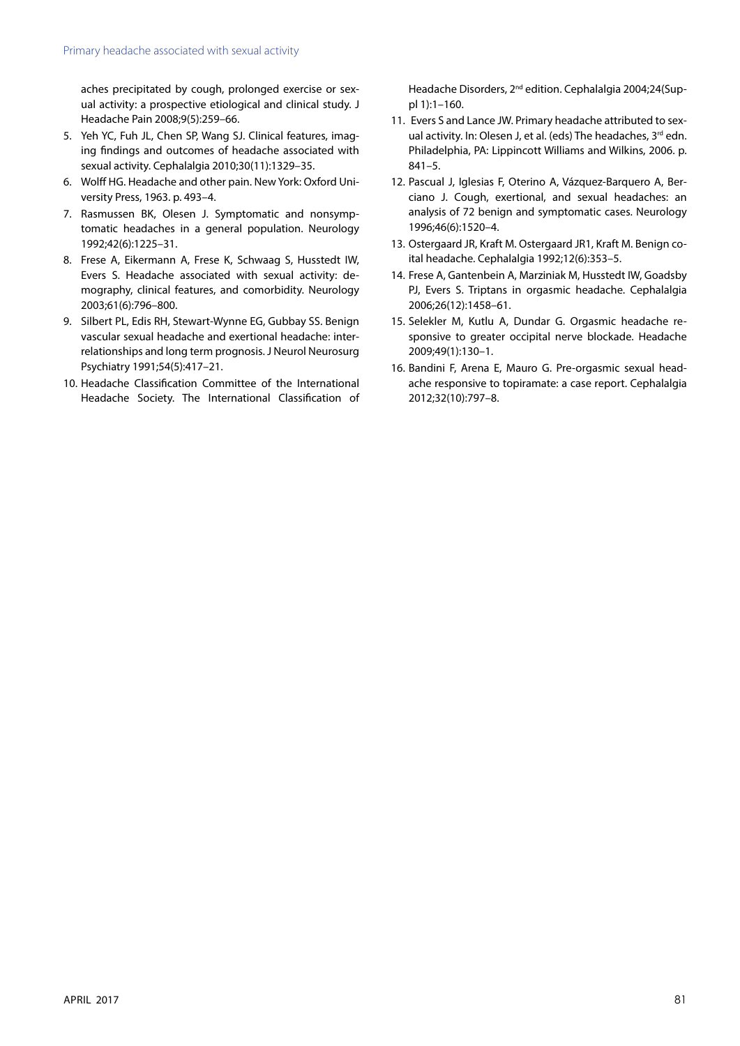aches precipitated by cough, prolonged exercise or sexual activity: a prospective etiological and clinical study. J Headache Pain 2008;9(5):259–66.

5. Yeh YC, Fuh JL, Chen SP, Wang SJ. Clinical features, imaging findings and outcomes of headache associated with sexual activity. Cephalalgia 2010;30(11):1329–35.
6. Wolff HG. Headache and other pain. New York: Oxford University Press, 1963. p. 493–4.
7. Rasmussen BK, Olesen J. Symptomatic and nonsymptomatic headaches in a general population. Neurology 1992;42(6):1225–31.
8. Frese A, Eikermann A, Frese K, Schwaag S, Husstedt IW, Evers S. Headache associated with sexual activity: demography, clinical features, and comorbidity. Neurology 2003;61(6):796–800.
9. Silbert PL, Edis RH, Stewart-Wynne EG, Gubbay SS. Benign vascular sexual headache and exertional headache: interrelationships and long term prognosis. J Neurol Neurosurg Psychiatry 1991;54(5):417–21.
10. Headache Classification Committee of the International Headache Society. The International Classification of Headache Disorders, 2nd edition. Cephalalgia 2004;24(Suppl 1):1–160.
11. Evers S and Lance JW. Primary headache attributed to sexual activity. In: Olesen J, et al. (eds) The headaches, 3rd edn. Philadelphia, PA: Lippincott Williams and Wilkins, 2006. p. 841–5.
12. Pascual J, Iglesias F, Oterino A, Vázquez-Barquero A, Berciano J. Cough, exertional, and sexual headaches: an analysis of 72 benign and symptomatic cases. Neurology 1996;46(6):1520–4.
13. Ostergaard JR, Kraft M. Ostergaard JR1, Kraft M. Benign coital headache. Cephalalgia 1992;12(6):353–5.
14. Frese A, Gantenbein A, Marziniak M, Husstedt IW, Goadsby PJ, Evers S. Triptans in orgasmic headache. Cephalalgia 2006;26(12):1458–61.
15. Selekler M, Kutlu A, Dundar G. Orgasmic headache responsive to greater occipital nerve blockade. Headache 2009;49(1):130–1.
16. Bandini F, Arena E, Mauro G. Pre-orgasmic sexual headache responsive to topiramate: a case report. Cephalalgia 2012;32(10):797–8.